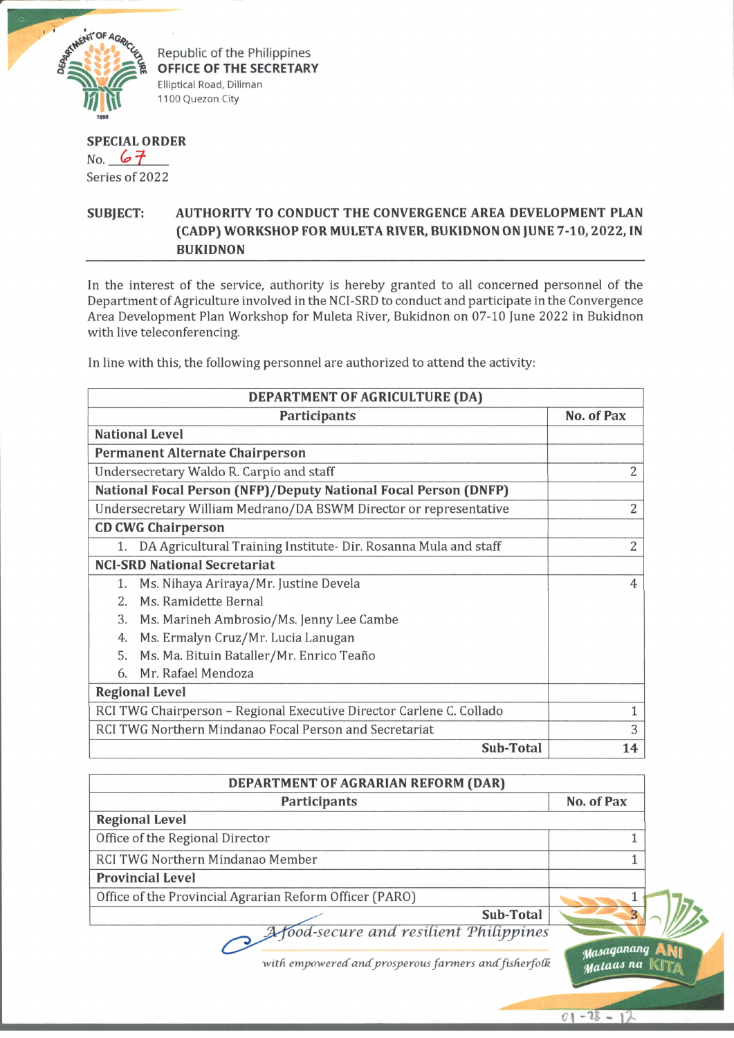Republic of the Philippines
**OFFICE OF THE SECRETARY**
Elliptical Road, Diliman
1100 Quezon City

**SPECIAL ORDER**
No. 67
Series of 2022

**SUBJECT: AUTHORITY TO CONDUCT THE CONVERGENCE AREA DEVELOPMENT PLAN (CADP) WORKSHOP FOR MULETA RIVER, BUKIDNON ON JUNE 7-10, 2022, IN BUKIDNON**

In the interest of the service, authority is hereby granted to all concerned personnel of the Department of Agriculture involved in the NCI-SRD to conduct and participate in the Convergence Area Development Plan Workshop for Muleta River, Bukidnon on 07-10 June 2022 in Bukidnon with live teleconferencing.

In line with this, the following personnel are authorized to attend the activity:

| DEPARTMENT OF AGRICULTURE (DA) | |
|---|---|
| **Participants** | **No. of Pax** |
| **National Level** | |
| **Permanent Alternate Chairperson** | |
| Undersecretary Waldo R. Carpio and staff | 2 |
| **National Focal Person (NFP)/Deputy National Focal Person (DNFP)** | |
| Undersecretary William Medrano/DA BSWM Director or representative | 2 |
| **CD CWG Chairperson** | |
| 1. DA Agricultural Training Institute- Dir. Rosanna Mula and staff | 2 |
| **NCI-SRD National Secretariat** | |
| 1. Ms. Nihaya Ariraya/Mr. Justine Devela<br>2. Ms. Ramidette Bernal<br>3. Ms. Marineh Ambrosio/Ms. Jenny Lee Cambe<br>4. Ms. Ermalyn Cruz/Mr. Lucia Lanugan<br>5. Ms. Ma. Bituin Bataller/Mr. Enrico Teaño<br>6. Mr. Rafael Mendoza | 4 |
| **Regional Level** | |
| RCI TWG Chairperson – Regional Executive Director Carlene C. Collado | 1 |
| RCI TWG Northern Mindanao Focal Person and Secretariat | 3 |
| **Sub-Total** | **14** |

| DEPARTMENT OF AGRARIAN REFORM (DAR) | |
|---|---|
| **Participants** | **No. of Pax** |
| **Regional Level** | |
| Office of the Regional Director | 1 |
| RCI TWG Northern Mindanao Member | 1 |
| **Provincial Level** | |
| Office of the Provincial Agrarian Reform Officer (PARO) | 1 |
| **Sub-Total** | **3** |

*A food-secure and resilient Philippines*
*with empowered and prosperous farmers and fisherfolk*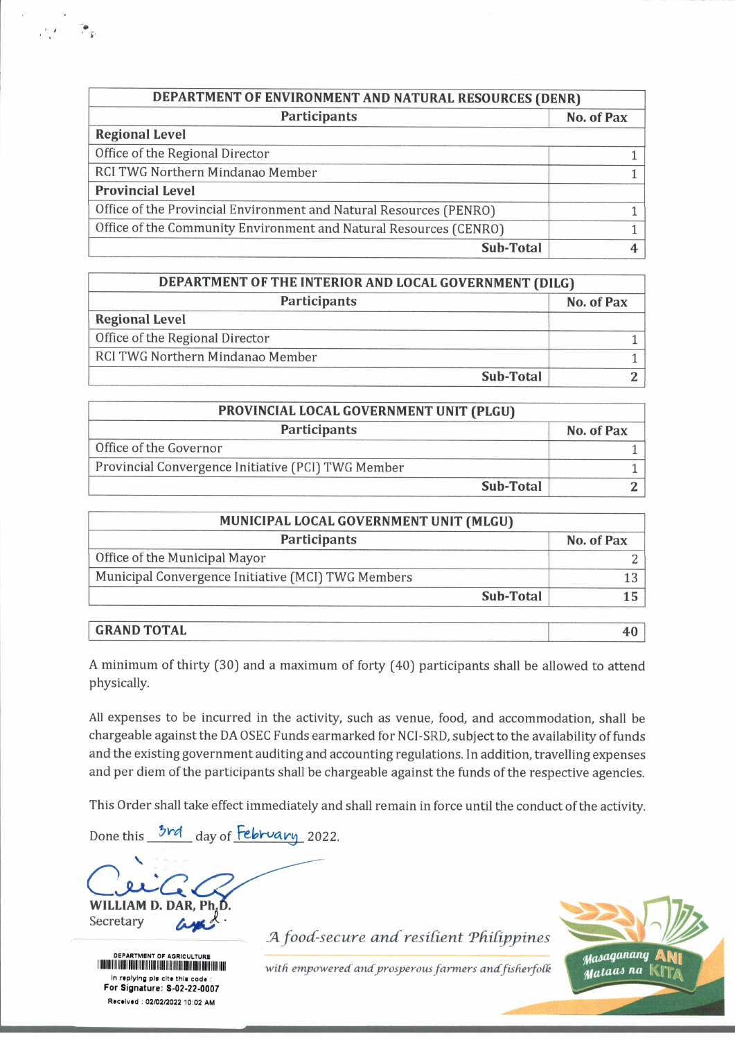| DEPARTMENT OF ENVIRONMENT AND NATURAL RESOURCES (DENR) | |
|---|---|
| **Participants** | **No. of Pax** |
| **Regional Level** | |
| Office of the Regional Director | 1 |
| RCI TWG Northern Mindanao Member | 1 |
| **Provincial Level** | |
| Office of the Provincial Environment and Natural Resources (PENRO) | 1 |
| Office of the Community Environment and Natural Resources (CENRO) | 1 |
| **Sub-Total** | **4** |

| DEPARTMENT OF THE INTERIOR AND LOCAL GOVERNMENT (DILG) | |
|---|---|
| **Participants** | **No. of Pax** |
| **Regional Level** | |
| Office of the Regional Director | 1 |
| RCI TWG Northern Mindanao Member | 1 |
| **Sub-Total** | **2** |

| PROVINCIAL LOCAL GOVERNMENT UNIT (PLGU) | |
|---|---|
| **Participants** | **No. of Pax** |
| Office of the Governor | 1 |
| Provincial Convergence Initiative (PCI) TWG Member | 1 |
| **Sub-Total** | **2** |

| MUNICIPAL LOCAL GOVERNMENT UNIT (MLGU) | |
|---|---|
| **Participants** | **No. of Pax** |
| Office of the Municipal Mayor | 2 |
| Municipal Convergence Initiative (MCI) TWG Members | 13 |
| **Sub-Total** | **15** |

| | |
|---|---|
| **GRAND TOTAL** | **40** |

A minimum of thirty (30) and a maximum of forty (40) participants shall be allowed to attend physically.

All expenses to be incurred in the activity, such as venue, food, and accommodation, shall be chargeable against the DA OSEC Funds earmarked for NCI-SRD, subject to the availability of funds and the existing government auditing and accounting regulations. In addition, travelling expenses and per diem of the participants shall be chargeable against the funds of the respective agencies.

This Order shall take effect immediately and shall remain in force until the conduct of the activity.

Done this 3rd day of February 2022.

**WILLIAM D. DAR, Ph.D.**
Secretary

DEPARTMENT OF AGRICULTURE
In replying pls cite this code :
For Signature: S-02-22-0007
Received : 02/02/2022 10:02 AM

*A food-secure and resilient Philippines*
*with empowered and prosperous farmers and fisherfolk*

Masaganang ANI Mataas na KITA